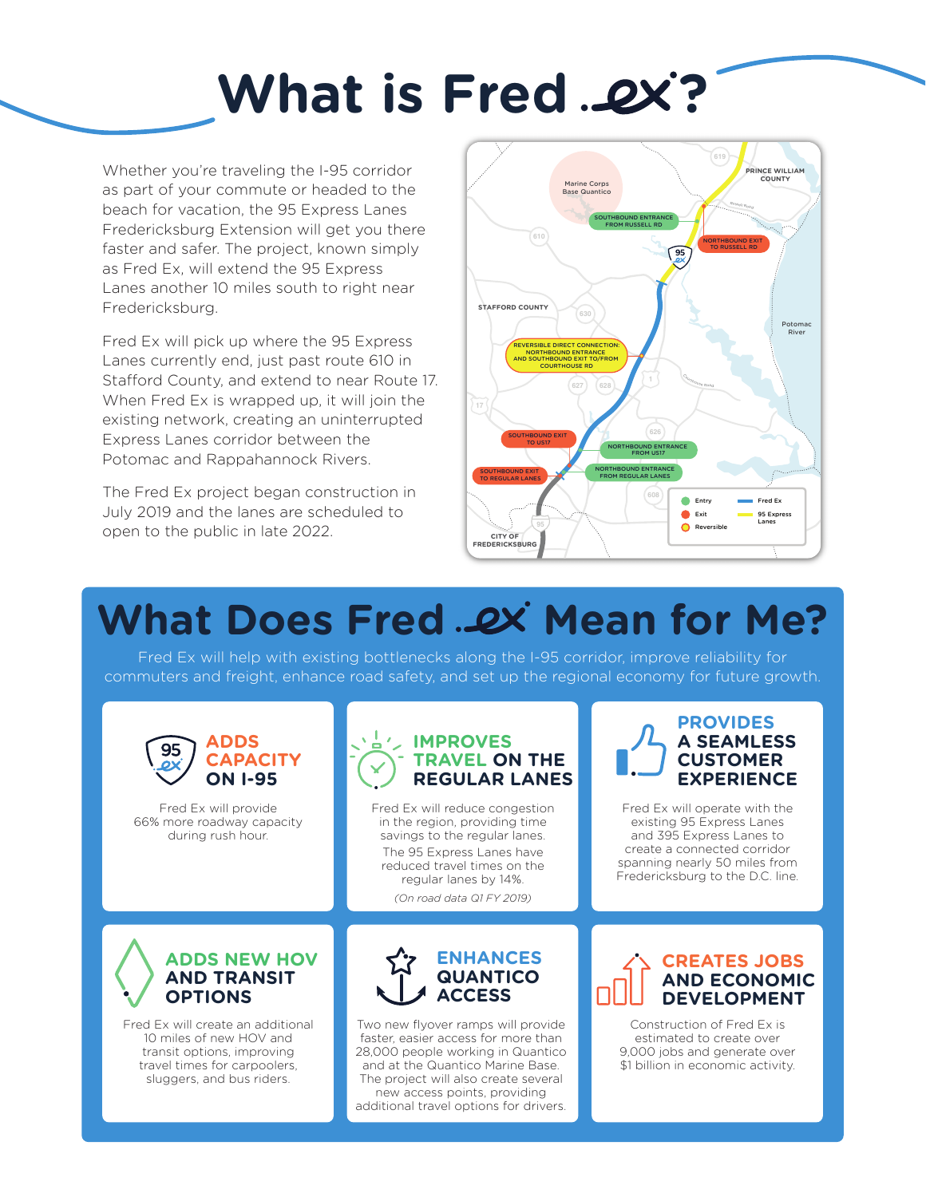# What is Fred ex?

Whether you're traveling the I-95 corridor as part of your commute or headed to the beach for vacation, the 95 Express Lanes Fredericksburg Extension will get you there faster and safer. The project, known simply as Fred Ex, will extend the 95 Express Lanes another 10 miles south to right near Fredericksburg.

Fred Ex will pick up where the 95 Express Lanes currently end, just past route 610 in Stafford County, and extend to near Route 17. When Fred Ex is wrapped up, it will join the existing network, creating an uninterrupted Express Lanes corridor between the Potomac and Rappahannock Rivers.

The Fred Ex project began construction in July 2019 and the lanes are scheduled to open to the public in late 2022.

Marine Corps Base Quantico

PRINCE WILLIAM COUNTY

SOUTHBOUND ENTRANCE FROM RUSSELL RD

NORTHBOUND EXIT TO RUSSELL RD

STAFFORD COUNTY

Potomac River

REVERSIBLE DIRECT CONNECTION: NORTHBOUND ENTRANCE AND SOUTHBOUND EXIT TO/FROM COURTHOUSE RD

SOUTHBOUND EXIT TO US17

NORTHBOUND ENTRANCE FROM US17

SOUTHBOUND EXIT TO REGULAR LANES

NORTHBOUND ENTRANCE FROM REGULAR LANES

CITY OF FREDERICKSBURG

Entry · Exit · Reversible · Fred Ex · 95 Express Lanes

## What Does Fred ex Mean for Me?

Fred Ex will help with existing bottlenecks along the I-95 corridor, improve reliability for commuters and freight, enhance road safety, and set up the regional economy for future growth.

### ADDS CAPACITY ON I-95

Fred Ex will provide 66% more roadway capacity during rush hour.

### IMPROVES TRAVEL ON THE REGULAR LANES

Fred Ex will reduce congestion in the region, providing time savings to the regular lanes. The 95 Express Lanes have reduced travel times on the regular lanes by 14%.

*(On road data Q1 FY 2019)*

### PROVIDES A SEAMLESS CUSTOMER EXPERIENCE

Fred Ex will operate with the existing 95 Express Lanes and 395 Express Lanes to create a connected corridor spanning nearly 50 miles from Fredericksburg to the D.C. line.

### ADDS NEW HOV AND TRANSIT OPTIONS

Fred Ex will create an additional 10 miles of new HOV and transit options, improving travel times for carpoolers, sluggers, and bus riders.

### ENHANCES QUANTICO ACCESS

Two new flyover ramps will provide faster, easier access for more than 28,000 people working in Quantico and at the Quantico Marine Base. The project will also create several new access points, providing additional travel options for drivers.

### CREATES JOBS AND ECONOMIC DEVELOPMENT

Construction of Fred Ex is estimated to create over 9,000 jobs and generate over $1 billion in economic activity.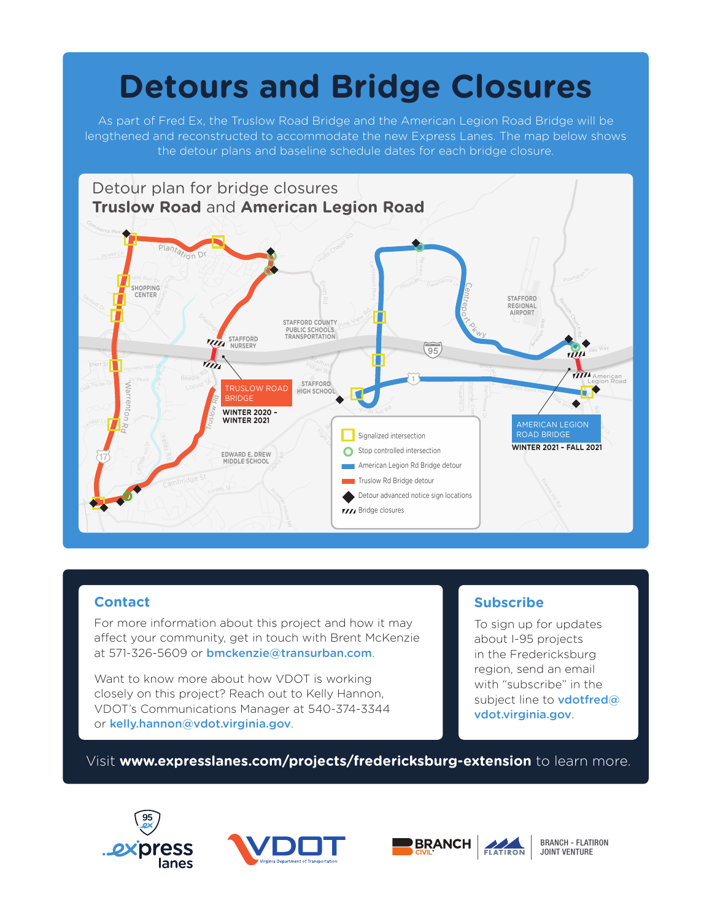# Detours and Bridge Closures

As part of Fred Ex, the Truslow Road Bridge and the American Legion Road Bridge will be lengthened and reconstructed to accommodate the new Express Lanes. The map below shows the detour plans and baseline schedule dates for each bridge closure.

## Detour plan for bridge closures **Truslow Road** and **American Legion Road**

TRUSLOW ROAD BRIDGE
WINTER 2020 - WINTER 2021

AMERICAN LEGION ROAD BRIDGE
WINTER 2021 - FALL 2021

Signalized intersection
Stop controlled intersection
American Legion Rd Bridge detour
Truslow Rd Bridge detour
Detour advanced notice sign locations
Bridge closures

## Contact

For more information about this project and how it may affect your community, get in touch with Brent McKenzie at 571-326-5609 or bmckenzie@transurban.com.

Want to know more about how VDOT is working closely on this project? Reach out to Kelly Hannon, VDOT's Communications Manager at 540-374-3344 or kelly.hannon@vdot.virginia.gov.

## Subscribe

To sign up for updates about I-95 projects in the Fredericksburg region, send an email with "subscribe" in the subject line to vdotfred@vdot.virginia.gov.

Visit **www.expresslanes.com/projects/fredericksburg-extension** to learn more.

95 express lanes | VDOT Virginia Department of Transportation | BRANCH CIVIL | FLATIRON | BRANCH - FLATIRON JOINT VENTURE